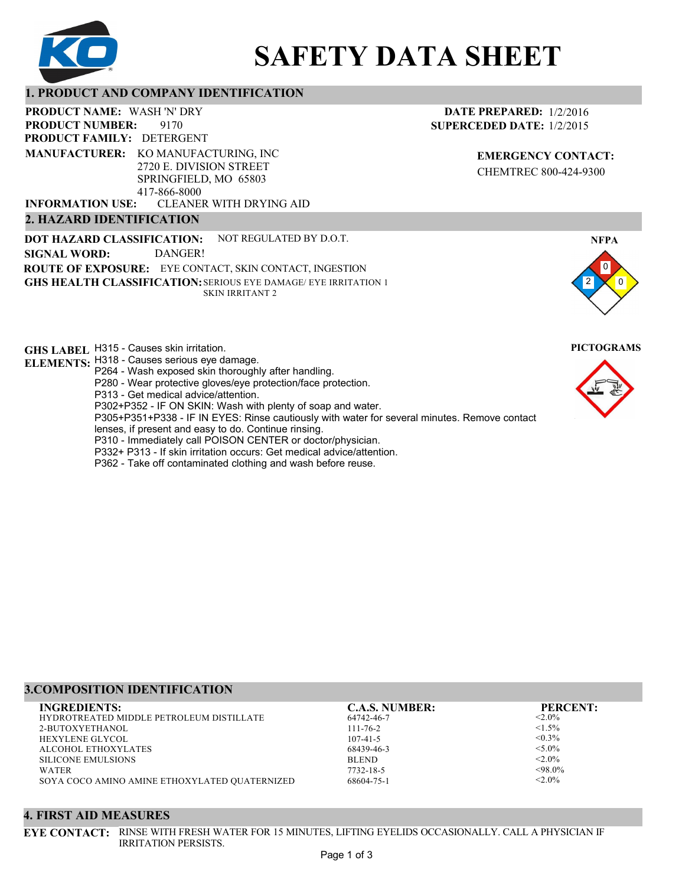# SAFETY DATA SHEET

## 1. PRODUCT AND COMPANY IDENTIFICATION

**PRODUCT NAME:** WASH 'N' DRY
**PRODUCT NUMBER:** 9170
**PRODUCT FAMILY:** DETERGENT
**MANUFACTURER:** KO MANUFACTURING, INC
2720 E. DIVISION STREET
SPRINGFIELD, MO 65803
417-866-8000
**INFORMATION USE:** CLEANER WITH DRYING AID

**DATE PREPARED:** 1/2/2016
**SUPERCEDED DATE:** 1/2/2015

**EMERGENCY CONTACT:**
CHEMTREC 800-424-9300

## 2. HAZARD IDENTIFICATION

**DOT HAZARD CLASSIFICATION:** NOT REGULATED BY D.O.T.
**SIGNAL WORD:** DANGER!
**ROUTE OF EXPOSURE:** EYE CONTACT, SKIN CONTACT, INGESTION
**GHS HEALTH CLASSIFICATION:** SERIOUS EYE DAMAGE/ EYE IRRITATION 1
SKIN IRRITANT 2

**NFPA**
Health: 2
Flammability: 0
Instability: 0

**PICTOGRAMS**

**GHS LABEL ELEMENTS:**
H315 - Causes skin irritation.
H318 - Causes serious eye damage.
P264 - Wash exposed skin thoroughly after handling.
P280 - Wear protective gloves/eye protection/face protection.
P313 - Get medical advice/attention.
P302+P352 - IF ON SKIN: Wash with plenty of soap and water.
P305+P351+P338 - IF IN EYES: Rinse cautiously with water for several minutes. Remove contact lenses, if present and easy to do. Continue rinsing.
P310 - Immediately call POISON CENTER or doctor/physician.
P332+ P313 - If skin irritation occurs: Get medical advice/attention.
P362 - Take off contaminated clothing and wash before reuse.

## 3.COMPOSITION IDENTIFICATION

| INGREDIENTS: | C.A.S. NUMBER: | PERCENT: |
|---|---|---|
| HYDROTREATED MIDDLE PETROLEUM DISTILLATE | 64742-46-7 | <2.0% |
| 2-BUTOXYETHANOL | 111-76-2 | <1.5% |
| HEXYLENE GLYCOL | 107-41-5 | <0.3% |
| ALCOHOL ETHOXYLATES | 68439-46-3 | <5.0% |
| SILICONE EMULSIONS | BLEND | <2.0% |
| WATER | 7732-18-5 | <98.0% |
| SOYA COCO AMINO AMINE ETHOXYLATED QUATERNIZED | 68604-75-1 | <2.0% |

## 4. FIRST AID MEASURES

**EYE CONTACT:** RINSE WITH FRESH WATER FOR 15 MINUTES, LIFTING EYELIDS OCCASIONALLY. CALL A PHYSICIAN IF IRRITATION PERSISTS.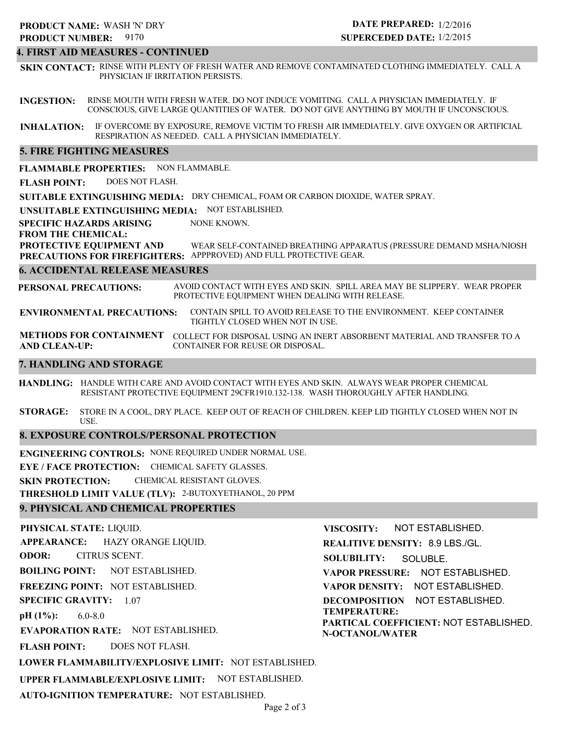**PRODUCT NAME:** WASH 'N' DRY
**PRODUCT NUMBER:** 9170

**DATE PREPARED:** 1/2/2016
**SUPERCEDED DATE:** 1/2/2015

## 4. FIRST AID MEASURES - CONTINUED

**SKIN CONTACT:** RINSE WITH PLENTY OF FRESH WATER AND REMOVE CONTAMINATED CLOTHING IMMEDIATELY. CALL A PHYSICIAN IF IRRITATION PERSISTS.

**INGESTION:** RINSE MOUTH WITH FRESH WATER. DO NOT INDUCE VOMITING. CALL A PHYSICIAN IMMEDIATELY. IF CONSCIOUS, GIVE LARGE QUANTITIES OF WATER. DO NOT GIVE ANYTHING BY MOUTH IF UNCONSCIOUS.

**INHALATION:** IF OVERCOME BY EXPOSURE, REMOVE VICTIM TO FRESH AIR IMMEDIATELY. GIVE OXYGEN OR ARTIFICIAL RESPIRATION AS NEEDED. CALL A PHYSICIAN IMMEDIATELY.

## 5. FIRE FIGHTING MEASURES

**FLAMMABLE PROPERTIES:** NON FLAMMABLE.

**FLASH POINT:** DOES NOT FLASH.

**SUITABLE EXTINGUISHING MEDIA:** DRY CHEMICAL, FOAM OR CARBON DIOXIDE, WATER SPRAY.

**UNSUITABLE EXTINGUISHING MEDIA:** NOT ESTABLISHED.

**SPECIFIC HAZARDS ARISING FROM THE CHEMICAL:** NONE KNOWN.

**PROTECTIVE EQUIPMENT AND PRECAUTIONS FOR FIREFIGHTERS:** WEAR SELF-CONTAINED BREATHING APPARATUS (PRESSURE DEMAND MSHA/NIOSH APPPROVED) AND FULL PROTECTIVE GEAR.

## 6. ACCIDENTAL RELEASE MEASURES

**PERSONAL PRECAUTIONS:** AVOID CONTACT WITH EYES AND SKIN. SPILL AREA MAY BE SLIPPERY. WEAR PROPER PROTECTIVE EQUIPMENT WHEN DEALING WITH RELEASE.

**ENVIRONMENTAL PRECAUTIONS:** CONTAIN SPILL TO AVOID RELEASE TO THE ENVIRONMENT. KEEP CONTAINER TIGHTLY CLOSED WHEN NOT IN USE.

**METHODS FOR CONTAINMENT AND CLEAN-UP:** COLLECT FOR DISPOSAL USING AN INERT ABSORBENT MATERIAL AND TRANSFER TO A CONTAINER FOR REUSE OR DISPOSAL.

## 7. HANDLING AND STORAGE

**HANDLING:** HANDLE WITH CARE AND AVOID CONTACT WITH EYES AND SKIN. ALWAYS WEAR PROPER CHEMICAL RESISTANT PROTECTIVE EQUIPMENT 29CFR1910.132-138. WASH THOROUGHLY AFTER HANDLING.

**STORAGE:** STORE IN A COOL, DRY PLACE. KEEP OUT OF REACH OF CHILDREN. KEEP LID TIGHTLY CLOSED WHEN NOT IN USE.

## 8. EXPOSURE CONTROLS/PERSONAL PROTECTION

**ENGINEERING CONTROLS:** NONE REQUIRED UNDER NORMAL USE.

**EYE / FACE PROTECTION:** CHEMICAL SAFETY GLASSES.

**SKIN PROTECTION:** CHEMICAL RESISTANT GLOVES.

**THRESHOLD LIMIT VALUE (TLV):** 2-BUTOXYETHANOL, 20 PPM

## 9. PHYSICAL AND CHEMICAL PROPERTIES

**PHYSICAL STATE:** LIQUID.

**APPEARANCE:** HAZY ORANGE LIQUID.

**ODOR:** CITRUS SCENT.

**BOILING POINT:** NOT ESTABLISHED.

**FREEZING POINT:** NOT ESTABLISHED.

**SPECIFIC GRAVITY:** 1.07

**pH (1%):** 6.0-8.0

**EVAPORATION RATE:** NOT ESTABLISHED.

**FLASH POINT:** DOES NOT FLASH.

**LOWER FLAMMABILITY/EXPLOSIVE LIMIT:** NOT ESTABLISHED.

**UPPER FLAMMABLE/EXPLOSIVE LIMIT:** NOT ESTABLISHED.

**AUTO-IGNITION TEMPERATURE:** NOT ESTABLISHED.

**VISCOSITY:** NOT ESTABLISHED.

**REALITIVE DENSITY:** 8.9 LBS./GL.

**SOLUBILITY:** SOLUBLE.

**VAPOR PRESSURE:** NOT ESTABLISHED.

**VAPOR DENSITY:** NOT ESTABLISHED.

**DECOMPOSITION TEMPERATURE:** NOT ESTABLISHED.

**PARTICAL COEFFICIENT: N-OCTANOL/WATER** NOT ESTABLISHED.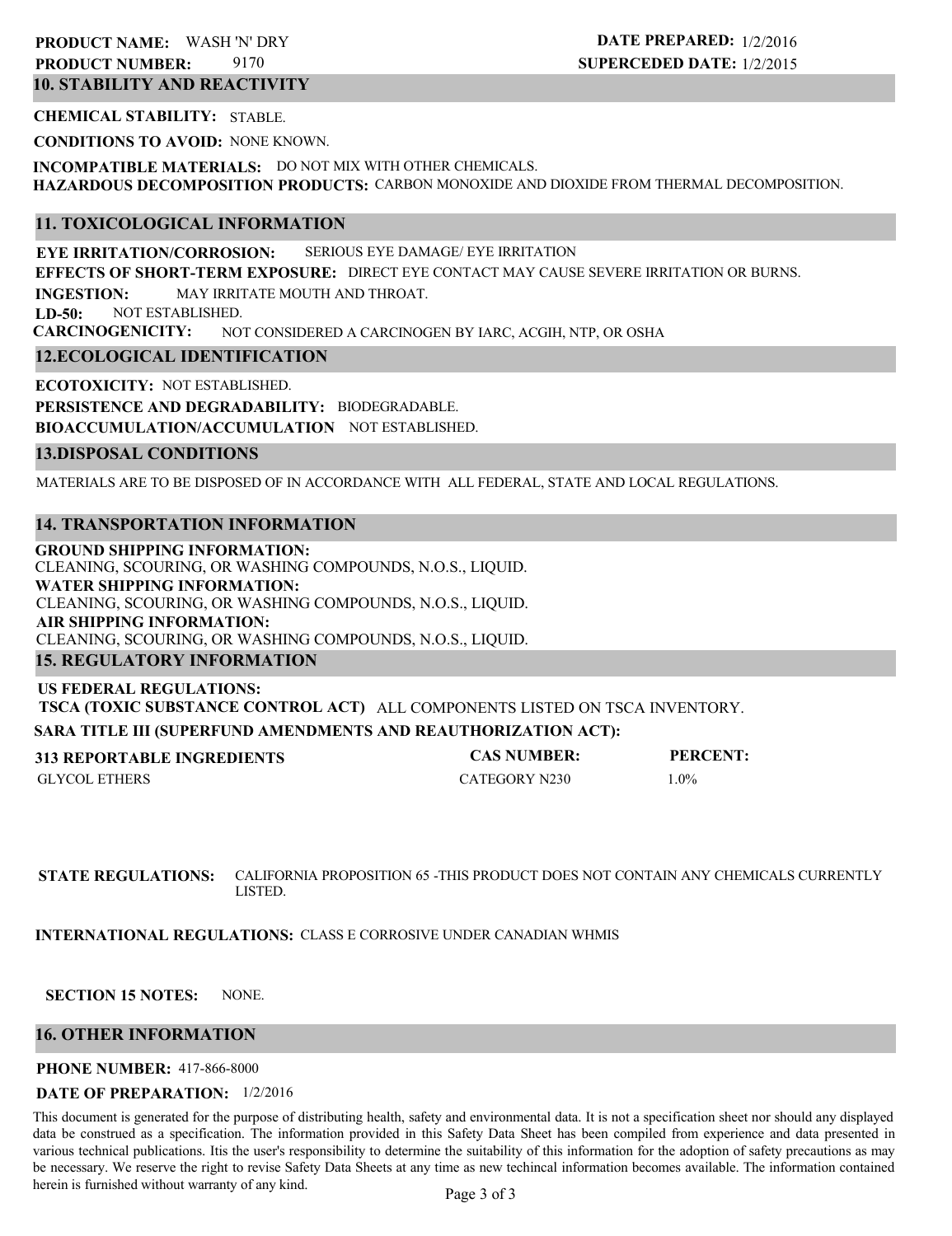**PRODUCT NAME:** WASH 'N' DRY
**PRODUCT NUMBER:** 9170
**DATE PREPARED:** 1/2/2016
**SUPERCEDED DATE:** 1/2/2015

## 10. STABILITY AND REACTIVITY

**CHEMICAL STABILITY:** STABLE.

**CONDITIONS TO AVOID:** NONE KNOWN.

**INCOMPATIBLE MATERIALS:** DO NOT MIX WITH OTHER CHEMICALS.

**HAZARDOUS DECOMPOSITION PRODUCTS:** CARBON MONOXIDE AND DIOXIDE FROM THERMAL DECOMPOSITION.

## 11. TOXICOLOGICAL INFORMATION

**EYE IRRITATION/CORROSION:** SERIOUS EYE DAMAGE/ EYE IRRITATION

**EFFECTS OF SHORT-TERM EXPOSURE:** DIRECT EYE CONTACT MAY CAUSE SEVERE IRRITATION OR BURNS.

**INGESTION:** MAY IRRITATE MOUTH AND THROAT.

**LD-50:** NOT ESTABLISHED.

**CARCINOGENICITY:** NOT CONSIDERED A CARCINOGEN BY IARC, ACGIH, NTP, OR OSHA

## 12.ECOLOGICAL IDENTIFICATION

**ECOTOXICITY:** NOT ESTABLISHED.

**PERSISTENCE AND DEGRADABILITY:** BIODEGRADABLE.

**BIOACCUMULATION/ACCUMULATION** NOT ESTABLISHED.

## 13.DISPOSAL CONDITIONS

MATERIALS ARE TO BE DISPOSED OF IN ACCORDANCE WITH ALL FEDERAL, STATE AND LOCAL REGULATIONS.

## 14. TRANSPORTATION INFORMATION

**GROUND SHIPPING INFORMATION:**
CLEANING, SCOURING, OR WASHING COMPOUNDS, N.O.S., LIQUID.

**WATER SHIPPING INFORMATION:**
CLEANING, SCOURING, OR WASHING COMPOUNDS, N.O.S., LIQUID.

**AIR SHIPPING INFORMATION:**
CLEANING, SCOURING, OR WASHING COMPOUNDS, N.O.S., LIQUID.

## 15. REGULATORY INFORMATION

**US FEDERAL REGULATIONS:**

**TSCA (TOXIC SUBSTANCE CONTROL ACT)** ALL COMPONENTS LISTED ON TSCA INVENTORY.

**SARA TITLE III (SUPERFUND AMENDMENTS AND REAUTHORIZATION ACT):**

| 313 REPORTABLE INGREDIENTS | CAS NUMBER: | PERCENT: |
|---|---|---|
| GLYCOL ETHERS | CATEGORY N230 | 1.0% |

**STATE REGULATIONS:** CALIFORNIA PROPOSITION 65 -THIS PRODUCT DOES NOT CONTAIN ANY CHEMICALS CURRENTLY LISTED.

**INTERNATIONAL REGULATIONS:** CLASS E CORROSIVE UNDER CANADIAN WHMIS

**SECTION 15 NOTES:** NONE.

## 16. OTHER INFORMATION

**PHONE NUMBER:** 417-866-8000

**DATE OF PREPARATION:** 1/2/2016

This document is generated for the purpose of distributing health, safety and environmental data. It is not a specification sheet nor should any displayed data be construed as a specification. The information provided in this Safety Data Sheet has been compiled from experience and data presented in various technical publications. Itis the user's responsibility to determine the suitability of this information for the adoption of safety precautions as may be necessary. We reserve the right to revise Safety Data Sheets at any time as new techincal information becomes available. The information contained herein is furnished without warranty of any kind.